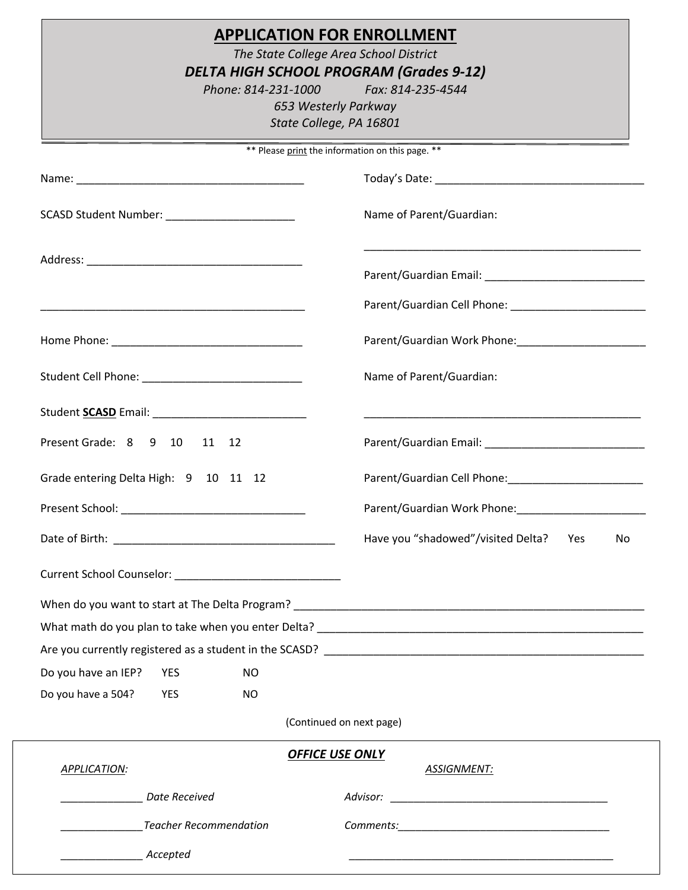# APPLICATION FOR ENROLLMENT

*The State College Area School District*

## *DELTA HIGH SCHOOL PROGRAM (Grades 9-12)*

*Phone: 814-231-1000 Fax: 814-235-4544*

*653 Westerly Parkway*

*State College, PA 16801*

\*\* Please print the information on this page. \*\*

Name: ______________________________________

SCASD Student Number: _____________________

Address: ____________________________________

_____________________________________________

Home Phone: ________________________________

Student Cell Phone: __________________________

Student **SCASD** Email: _________________________

Present Grade: 8 9 10 11 12

Grade entering Delta High: 9 10 11 12

Present School: ______________________________

Date of Birth: ____________________________________

Current School Counselor: ___________________________

Today's Date: __________________________________

Name of Parent/Guardian:

_____________________________________________

Parent/Guardian Email: __________________________

Parent/Guardian Cell Phone: ______________________

Parent/Guardian Work Phone:_____________________

Name of Parent/Guardian:

_____________________________________________

Parent/Guardian Email: __________________________

Parent/Guardian Cell Phone:______________________

Parent/Guardian Work Phone:_____________________

Have you "shadowed"/visited Delta? Yes No

When do you want to start at The Delta Program? __________________________________________________________

What math do you plan to take when you enter Delta? ______________________________________________________

Are you currently registered as a student in the SCASD? ____________________________________________________

Do you have an IEP? YES NO

Do you have a 504? YES NO

(Continued on next page)

---

***OFFICE USE ONLY***

*APPLICATION:*

______________ *Date Received*

______________ *Teacher Recommendation*

______________ *Accepted*

*ASSIGNMENT:*

*Advisor:* _____________________________________

*Comments:*____________________________________

_______________________________________________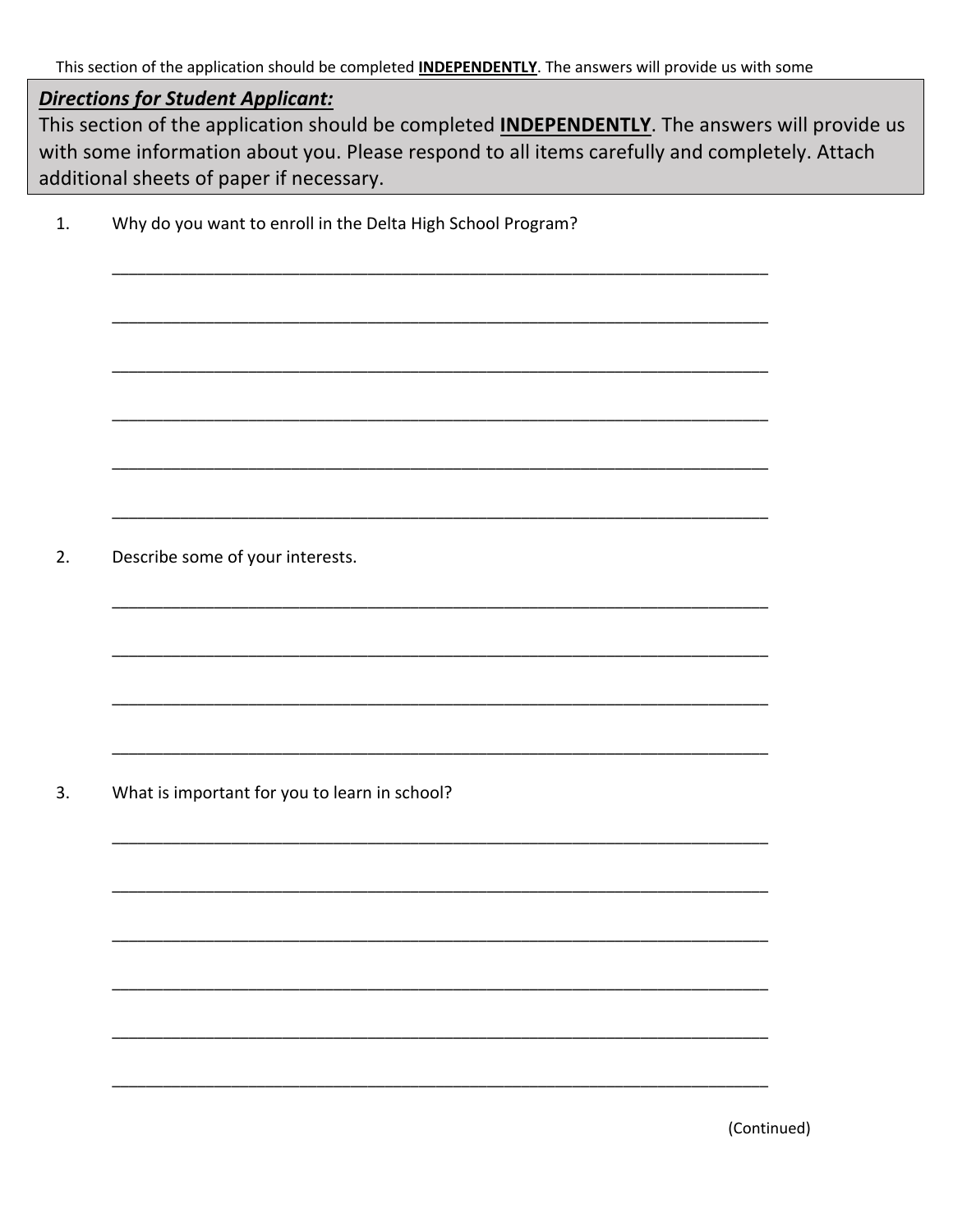This section of the application should be completed **INDEPENDENTLY**. The answers will provide us with some

***Directions for Student Applicant:***

This section of the application should be completed **INDEPENDENTLY**. The answers will provide us with some information about you. Please respond to all items carefully and completely. Attach additional sheets of paper if necessary.

1. Why do you want to enroll in the Delta High School Program?

_______________________________________________________________________

_______________________________________________________________________

_______________________________________________________________________

_______________________________________________________________________

_______________________________________________________________________

_______________________________________________________________________

2. Describe some of your interests.

_______________________________________________________________________

_______________________________________________________________________

_______________________________________________________________________

_______________________________________________________________________

3. What is important for you to learn in school?

_______________________________________________________________________

_______________________________________________________________________

_______________________________________________________________________

_______________________________________________________________________

_______________________________________________________________________

_______________________________________________________________________

(Continued)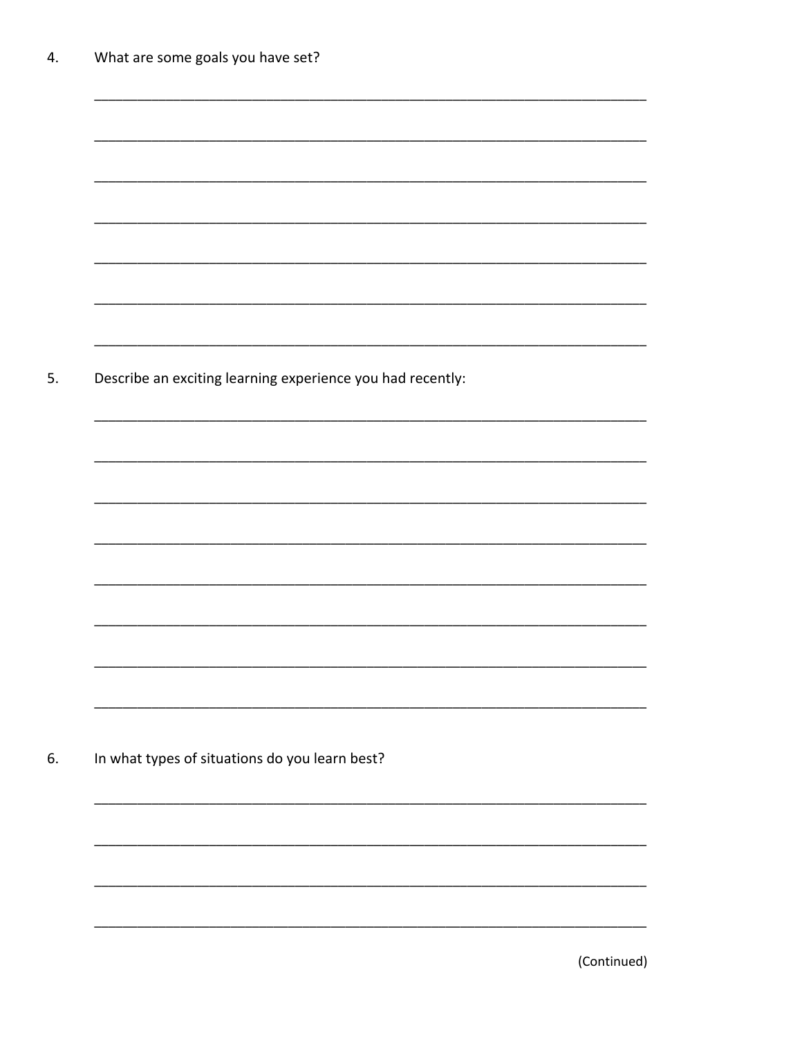4. What are some goals you have set?

______________________________________________________________________

______________________________________________________________________

______________________________________________________________________

______________________________________________________________________

______________________________________________________________________

______________________________________________________________________

______________________________________________________________________

5. Describe an exciting learning experience you had recently:

______________________________________________________________________

______________________________________________________________________

______________________________________________________________________

______________________________________________________________________

______________________________________________________________________

______________________________________________________________________

______________________________________________________________________

______________________________________________________________________

6. In what types of situations do you learn best?

______________________________________________________________________

______________________________________________________________________

______________________________________________________________________

______________________________________________________________________

(Continued)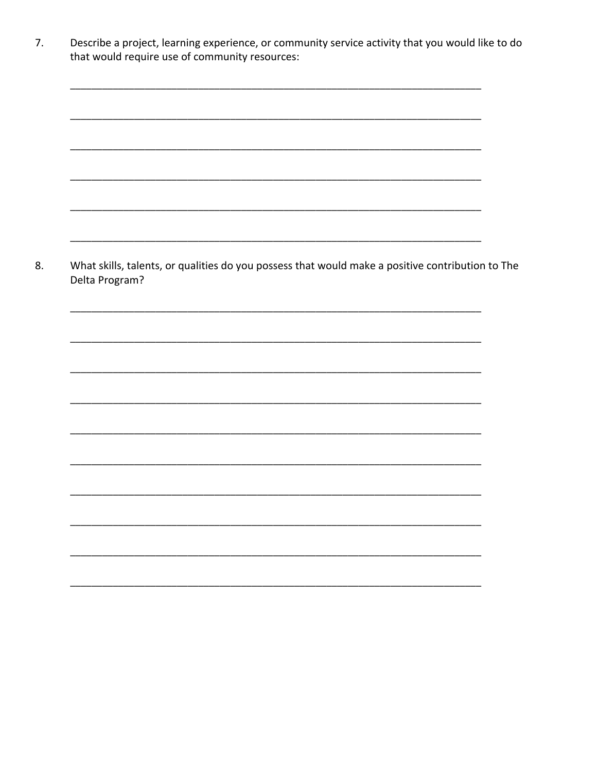7. Describe a project, learning experience, or community service activity that you would like to do that would require use of community resources:

\_\_\_\_\_\_\_\_\_\_\_\_\_\_\_\_\_\_\_\_\_\_\_\_\_\_\_\_\_\_\_\_\_\_\_\_\_\_\_\_\_\_\_\_\_\_\_\_\_\_\_\_\_\_\_\_\_\_\_\_\_\_\_\_\_\_\_\_\_\_\_\_\_\_

\_\_\_\_\_\_\_\_\_\_\_\_\_\_\_\_\_\_\_\_\_\_\_\_\_\_\_\_\_\_\_\_\_\_\_\_\_\_\_\_\_\_\_\_\_\_\_\_\_\_\_\_\_\_\_\_\_\_\_\_\_\_\_\_\_\_\_\_\_\_\_\_\_\_

\_\_\_\_\_\_\_\_\_\_\_\_\_\_\_\_\_\_\_\_\_\_\_\_\_\_\_\_\_\_\_\_\_\_\_\_\_\_\_\_\_\_\_\_\_\_\_\_\_\_\_\_\_\_\_\_\_\_\_\_\_\_\_\_\_\_\_\_\_\_\_\_\_\_

\_\_\_\_\_\_\_\_\_\_\_\_\_\_\_\_\_\_\_\_\_\_\_\_\_\_\_\_\_\_\_\_\_\_\_\_\_\_\_\_\_\_\_\_\_\_\_\_\_\_\_\_\_\_\_\_\_\_\_\_\_\_\_\_\_\_\_\_\_\_\_\_\_\_

\_\_\_\_\_\_\_\_\_\_\_\_\_\_\_\_\_\_\_\_\_\_\_\_\_\_\_\_\_\_\_\_\_\_\_\_\_\_\_\_\_\_\_\_\_\_\_\_\_\_\_\_\_\_\_\_\_\_\_\_\_\_\_\_\_\_\_\_\_\_\_\_\_\_

\_\_\_\_\_\_\_\_\_\_\_\_\_\_\_\_\_\_\_\_\_\_\_\_\_\_\_\_\_\_\_\_\_\_\_\_\_\_\_\_\_\_\_\_\_\_\_\_\_\_\_\_\_\_\_\_\_\_\_\_\_\_\_\_\_\_\_\_\_\_\_\_\_\_

8. What skills, talents, or qualities do you possess that would make a positive contribution to The Delta Program?

\_\_\_\_\_\_\_\_\_\_\_\_\_\_\_\_\_\_\_\_\_\_\_\_\_\_\_\_\_\_\_\_\_\_\_\_\_\_\_\_\_\_\_\_\_\_\_\_\_\_\_\_\_\_\_\_\_\_\_\_\_\_\_\_\_\_\_\_\_\_\_\_\_\_

\_\_\_\_\_\_\_\_\_\_\_\_\_\_\_\_\_\_\_\_\_\_\_\_\_\_\_\_\_\_\_\_\_\_\_\_\_\_\_\_\_\_\_\_\_\_\_\_\_\_\_\_\_\_\_\_\_\_\_\_\_\_\_\_\_\_\_\_\_\_\_\_\_\_

\_\_\_\_\_\_\_\_\_\_\_\_\_\_\_\_\_\_\_\_\_\_\_\_\_\_\_\_\_\_\_\_\_\_\_\_\_\_\_\_\_\_\_\_\_\_\_\_\_\_\_\_\_\_\_\_\_\_\_\_\_\_\_\_\_\_\_\_\_\_\_\_\_\_

\_\_\_\_\_\_\_\_\_\_\_\_\_\_\_\_\_\_\_\_\_\_\_\_\_\_\_\_\_\_\_\_\_\_\_\_\_\_\_\_\_\_\_\_\_\_\_\_\_\_\_\_\_\_\_\_\_\_\_\_\_\_\_\_\_\_\_\_\_\_\_\_\_\_

\_\_\_\_\_\_\_\_\_\_\_\_\_\_\_\_\_\_\_\_\_\_\_\_\_\_\_\_\_\_\_\_\_\_\_\_\_\_\_\_\_\_\_\_\_\_\_\_\_\_\_\_\_\_\_\_\_\_\_\_\_\_\_\_\_\_\_\_\_\_\_\_\_\_

\_\_\_\_\_\_\_\_\_\_\_\_\_\_\_\_\_\_\_\_\_\_\_\_\_\_\_\_\_\_\_\_\_\_\_\_\_\_\_\_\_\_\_\_\_\_\_\_\_\_\_\_\_\_\_\_\_\_\_\_\_\_\_\_\_\_\_\_\_\_\_\_\_\_

\_\_\_\_\_\_\_\_\_\_\_\_\_\_\_\_\_\_\_\_\_\_\_\_\_\_\_\_\_\_\_\_\_\_\_\_\_\_\_\_\_\_\_\_\_\_\_\_\_\_\_\_\_\_\_\_\_\_\_\_\_\_\_\_\_\_\_\_\_\_\_\_\_\_

\_\_\_\_\_\_\_\_\_\_\_\_\_\_\_\_\_\_\_\_\_\_\_\_\_\_\_\_\_\_\_\_\_\_\_\_\_\_\_\_\_\_\_\_\_\_\_\_\_\_\_\_\_\_\_\_\_\_\_\_\_\_\_\_\_\_\_\_\_\_\_\_\_\_

\_\_\_\_\_\_\_\_\_\_\_\_\_\_\_\_\_\_\_\_\_\_\_\_\_\_\_\_\_\_\_\_\_\_\_\_\_\_\_\_\_\_\_\_\_\_\_\_\_\_\_\_\_\_\_\_\_\_\_\_\_\_\_\_\_\_\_\_\_\_\_\_\_\_

\_\_\_\_\_\_\_\_\_\_\_\_\_\_\_\_\_\_\_\_\_\_\_\_\_\_\_\_\_\_\_\_\_\_\_\_\_\_\_\_\_\_\_\_\_\_\_\_\_\_\_\_\_\_\_\_\_\_\_\_\_\_\_\_\_\_\_\_\_\_\_\_\_\_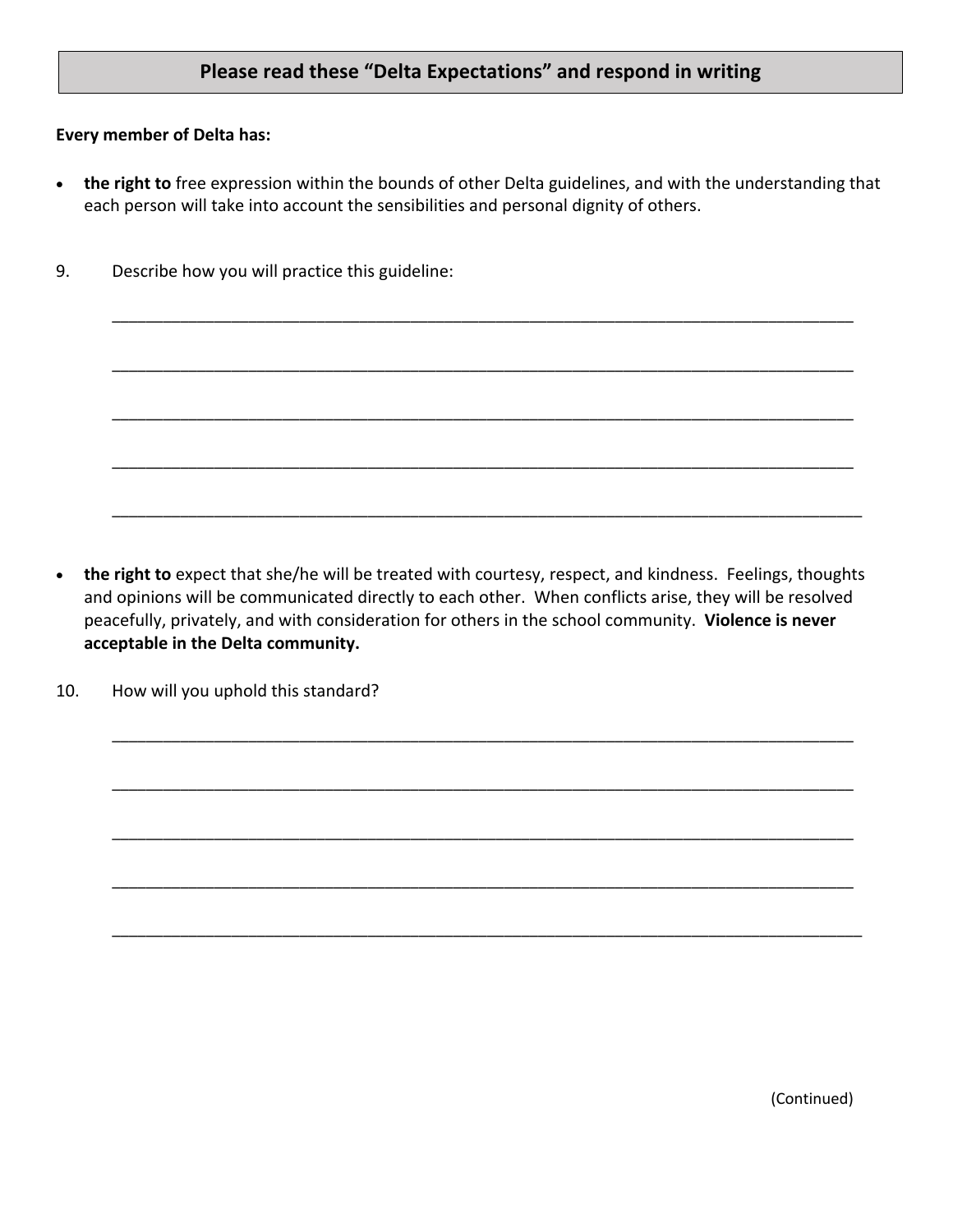## Please read these "Delta Expectations" and respond in writing

**Every member of Delta has:**

- **the right to** free expression within the bounds of other Delta guidelines, and with the understanding that each person will take into account the sensibilities and personal dignity of others.

9. Describe how you will practice this guideline:

________________________________________________________________________________

________________________________________________________________________________

________________________________________________________________________________

________________________________________________________________________________

________________________________________________________________________________

- **the right to** expect that she/he will be treated with courtesy, respect, and kindness. Feelings, thoughts and opinions will be communicated directly to each other. When conflicts arise, they will be resolved peacefully, privately, and with consideration for others in the school community. **Violence is never acceptable in the Delta community.**

10. How will you uphold this standard?

________________________________________________________________________________

________________________________________________________________________________

________________________________________________________________________________

________________________________________________________________________________

________________________________________________________________________________

(Continued)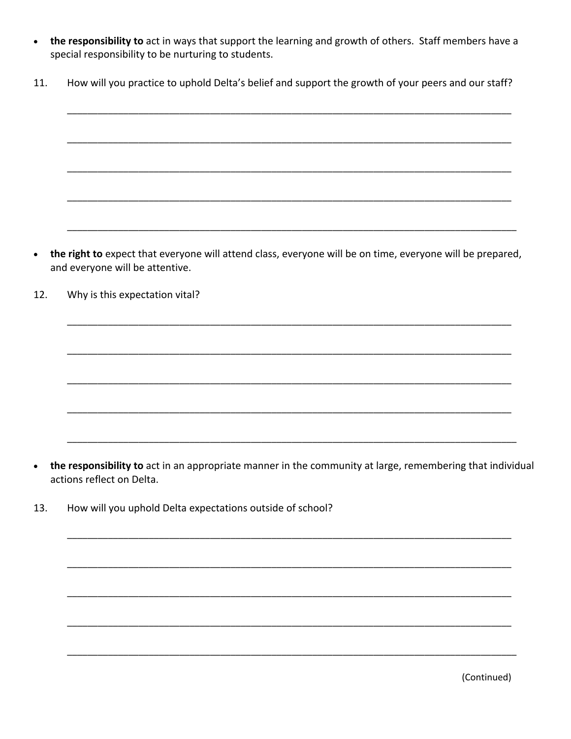- **the responsibility to** act in ways that support the learning and growth of others. Staff members have a special responsibility to be nurturing to students.

11. How will you practice to uphold Delta's belief and support the growth of your peers and our staff?

    ______________________________________________________________________________

    ______________________________________________________________________________

    ______________________________________________________________________________

    ______________________________________________________________________________

    ______________________________________________________________________________

- **the right to** expect that everyone will attend class, everyone will be on time, everyone will be prepared, and everyone will be attentive.

12. Why is this expectation vital?

    ______________________________________________________________________________

    ______________________________________________________________________________

    ______________________________________________________________________________

    ______________________________________________________________________________

    ______________________________________________________________________________

- **the responsibility to** act in an appropriate manner in the community at large, remembering that individual actions reflect on Delta.

13. How will you uphold Delta expectations outside of school?

    ______________________________________________________________________________

    ______________________________________________________________________________

    ______________________________________________________________________________

    ______________________________________________________________________________

    ______________________________________________________________________________

(Continued)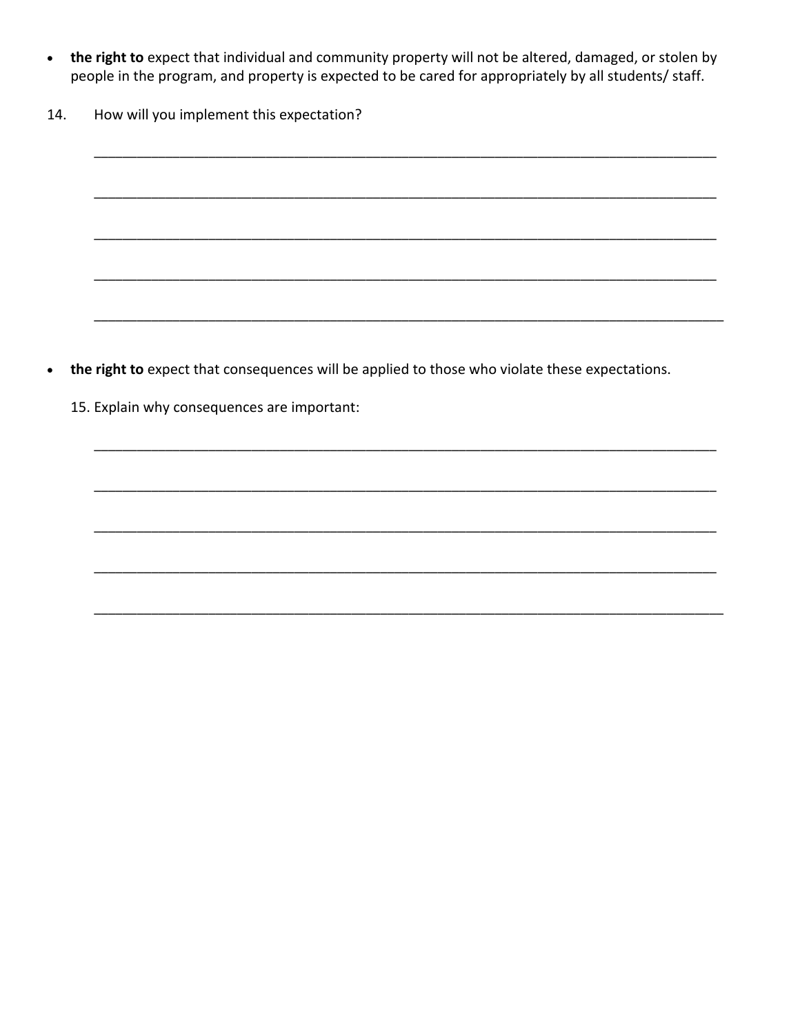- **the right to** expect that individual and community property will not be altered, damaged, or stolen by people in the program, and property is expected to be cared for appropriately by all students/ staff.

14. How will you implement this expectation?

_______________________________________________________________________________

_______________________________________________________________________________

_______________________________________________________________________________

_______________________________________________________________________________

_______________________________________________________________________________

- **the right to** expect that consequences will be applied to those who violate these expectations.

15. Explain why consequences are important:

_______________________________________________________________________________

_______________________________________________________________________________

_______________________________________________________________________________

_______________________________________________________________________________

_______________________________________________________________________________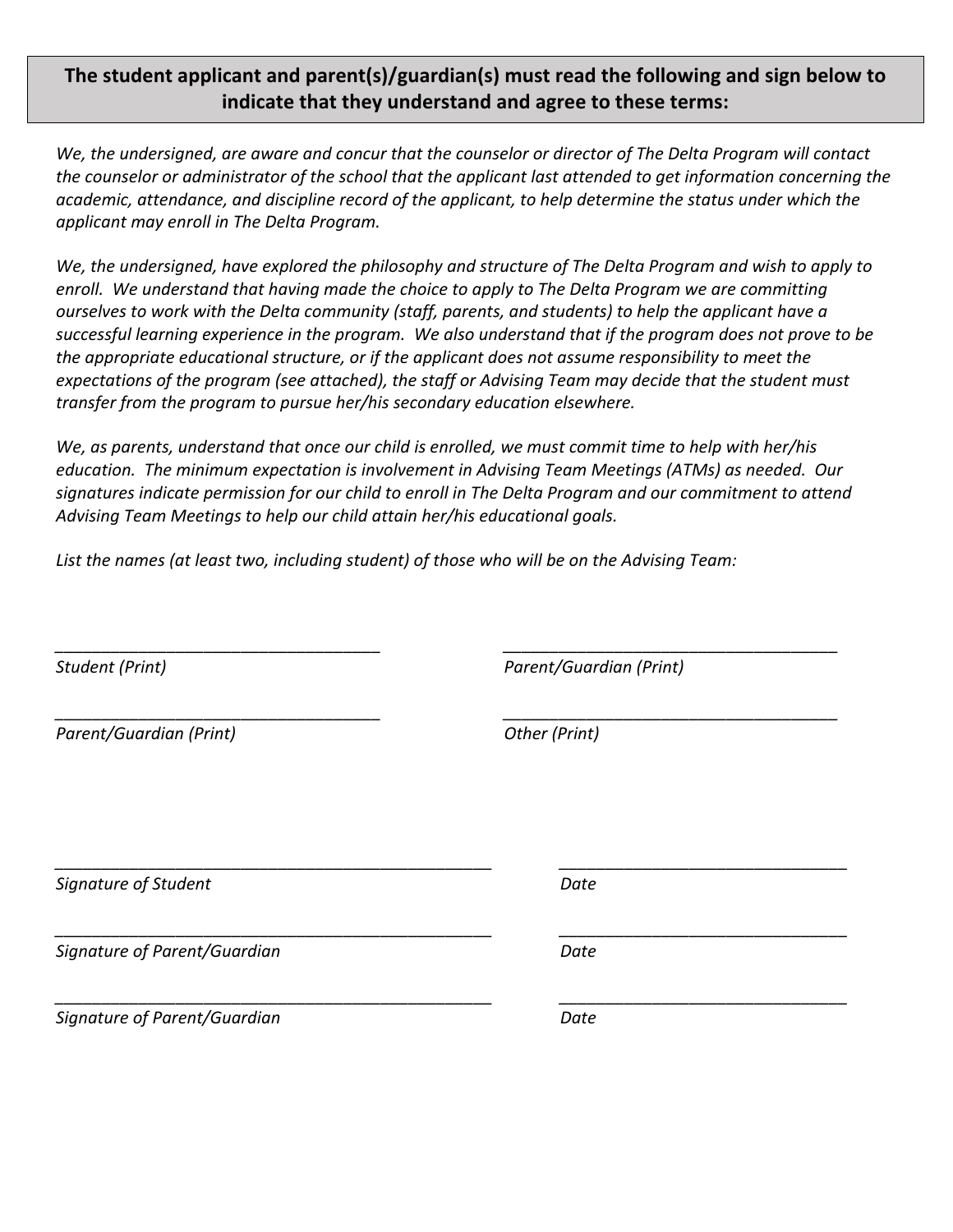**The student applicant and parent(s)/guardian(s) must read the following and sign below to indicate that they understand and agree to these terms:**

*We, the undersigned, are aware and concur that the counselor or director of The Delta Program will contact the counselor or administrator of the school that the applicant last attended to get information concerning the academic, attendance, and discipline record of the applicant, to help determine the status under which the applicant may enroll in The Delta Program.*

*We, the undersigned, have explored the philosophy and structure of The Delta Program and wish to apply to enroll. We understand that having made the choice to apply to The Delta Program we are committing ourselves to work with the Delta community (staff, parents, and students) to help the applicant have a successful learning experience in the program. We also understand that if the program does not prove to be the appropriate educational structure, or if the applicant does not assume responsibility to meet the expectations of the program (see attached), the staff or Advising Team may decide that the student must transfer from the program to pursue her/his secondary education elsewhere.*

*We, as parents, understand that once our child is enrolled, we must commit time to help with her/his education. The minimum expectation is involvement in Advising Team Meetings (ATMs) as needed. Our signatures indicate permission for our child to enroll in The Delta Program and our commitment to attend Advising Team Meetings to help our child attain her/his educational goals.*

*List the names (at least two, including student) of those who will be on the Advising Team:*

\_\_\_\_\_\_\_\_\_\_\_\_\_\_\_\_\_\_\_\_\_\_\_\_\_\_\_\_\_\_\_\_\_\_\_\_
*Student (Print)*

\_\_\_\_\_\_\_\_\_\_\_\_\_\_\_\_\_\_\_\_\_\_\_\_\_\_\_\_\_\_\_\_\_\_\_\_
*Parent/Guardian (Print)*

\_\_\_\_\_\_\_\_\_\_\_\_\_\_\_\_\_\_\_\_\_\_\_\_\_\_\_\_\_\_\_\_\_\_\_\_
*Parent/Guardian (Print)*

\_\_\_\_\_\_\_\_\_\_\_\_\_\_\_\_\_\_\_\_\_\_\_\_\_\_\_\_\_\_\_\_\_\_\_\_
*Other (Print)*

\_\_\_\_\_\_\_\_\_\_\_\_\_\_\_\_\_\_\_\_\_\_\_\_\_\_\_\_\_\_\_\_\_\_\_\_\_\_\_\_\_\_\_\_\_\_\_\_ \_\_\_\_\_\_\_\_\_\_\_\_\_\_\_\_\_\_\_\_\_\_\_\_\_\_\_\_\_\_\_\_
*Signature of Student* *Date*

\_\_\_\_\_\_\_\_\_\_\_\_\_\_\_\_\_\_\_\_\_\_\_\_\_\_\_\_\_\_\_\_\_\_\_\_\_\_\_\_\_\_\_\_\_\_\_\_ \_\_\_\_\_\_\_\_\_\_\_\_\_\_\_\_\_\_\_\_\_\_\_\_\_\_\_\_\_\_\_\_
*Signature of Parent/Guardian* *Date*

\_\_\_\_\_\_\_\_\_\_\_\_\_\_\_\_\_\_\_\_\_\_\_\_\_\_\_\_\_\_\_\_\_\_\_\_\_\_\_\_\_\_\_\_\_\_\_\_ \_\_\_\_\_\_\_\_\_\_\_\_\_\_\_\_\_\_\_\_\_\_\_\_\_\_\_\_\_\_\_\_
*Signature of Parent/Guardian* *Date*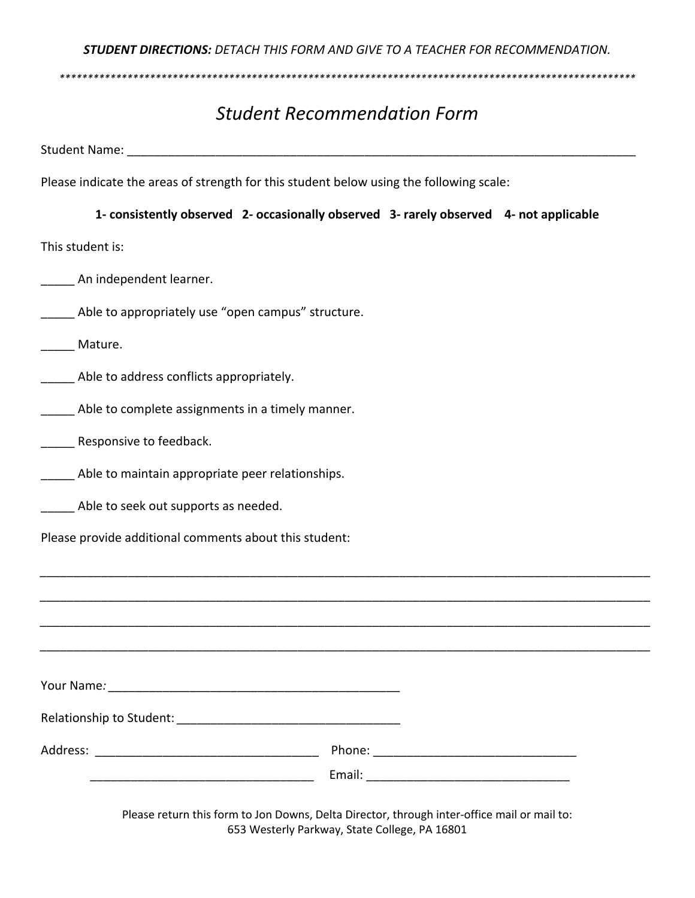***STUDENT DIRECTIONS:** DETACH THIS FORM AND GIVE TO A TEACHER FOR RECOMMENDATION.*

*****************************************************************************************************

# *Student Recommendation Form*

Student Name: ___________________________________________________________________________

Please indicate the areas of strength for this student below using the following scale:

**1- consistently observed 2- occasionally observed 3- rarely observed 4- not applicable**

This student is:

_____ An independent learner.

_____ Able to appropriately use "open campus" structure.

_____ Mature.

_____ Able to address conflicts appropriately.

_____ Able to complete assignments in a timely manner.

_____ Responsive to feedback.

_____ Able to maintain appropriate peer relationships.

_____ Able to seek out supports as needed.

Please provide additional comments about this student:

_____________________________________________________________________________________________

_____________________________________________________________________________________________

_____________________________________________________________________________________________

_____________________________________________________________________________________________

Your Name*:* ____________________________________________

Relationship to Student: __________________________________

Address: __________________________________ Phone: ______________________________

__________________________________ Email: ______________________________

Please return this form to Jon Downs, Delta Director, through inter-office mail or mail to:
653 Westerly Parkway, State College, PA 16801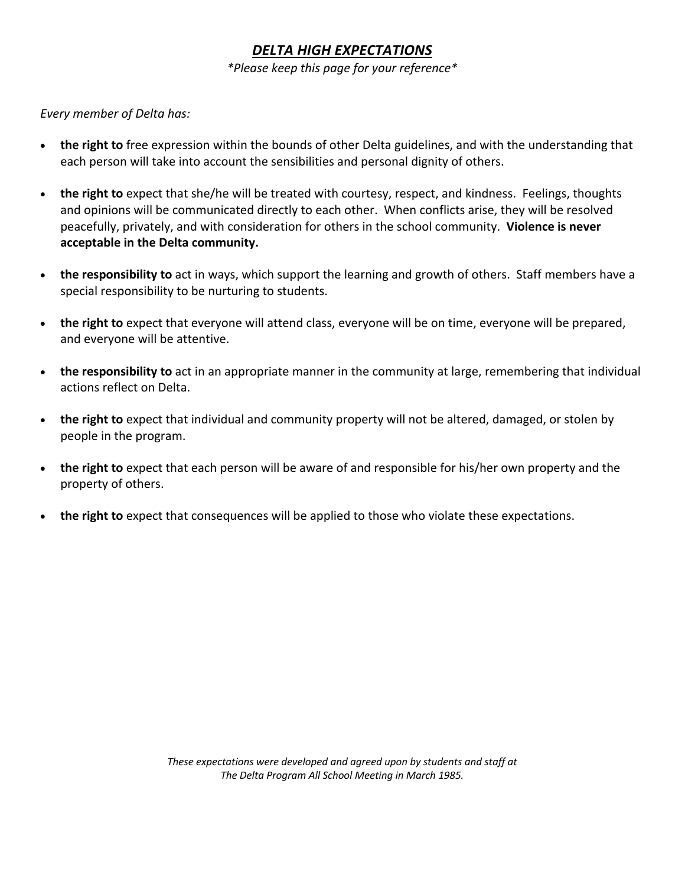# ***DELTA HIGH EXPECTATIONS***

*\*Please keep this page for your reference\**

*Every member of Delta has:*

- **the right to** free expression within the bounds of other Delta guidelines, and with the understanding that each person will take into account the sensibilities and personal dignity of others.
- **the right to** expect that she/he will be treated with courtesy, respect, and kindness. Feelings, thoughts and opinions will be communicated directly to each other. When conflicts arise, they will be resolved peacefully, privately, and with consideration for others in the school community. **Violence is never acceptable in the Delta community.**
- **the responsibility to** act in ways, which support the learning and growth of others. Staff members have a special responsibility to be nurturing to students.
- **the right to** expect that everyone will attend class, everyone will be on time, everyone will be prepared, and everyone will be attentive.
- **the responsibility to** act in an appropriate manner in the community at large, remembering that individual actions reflect on Delta.
- **the right to** expect that individual and community property will not be altered, damaged, or stolen by people in the program.
- **the right to** expect that each person will be aware of and responsible for his/her own property and the property of others.
- **the right to** expect that consequences will be applied to those who violate these expectations.

*These expectations were developed and agreed upon by students and staff at The Delta Program All School Meeting in March 1985.*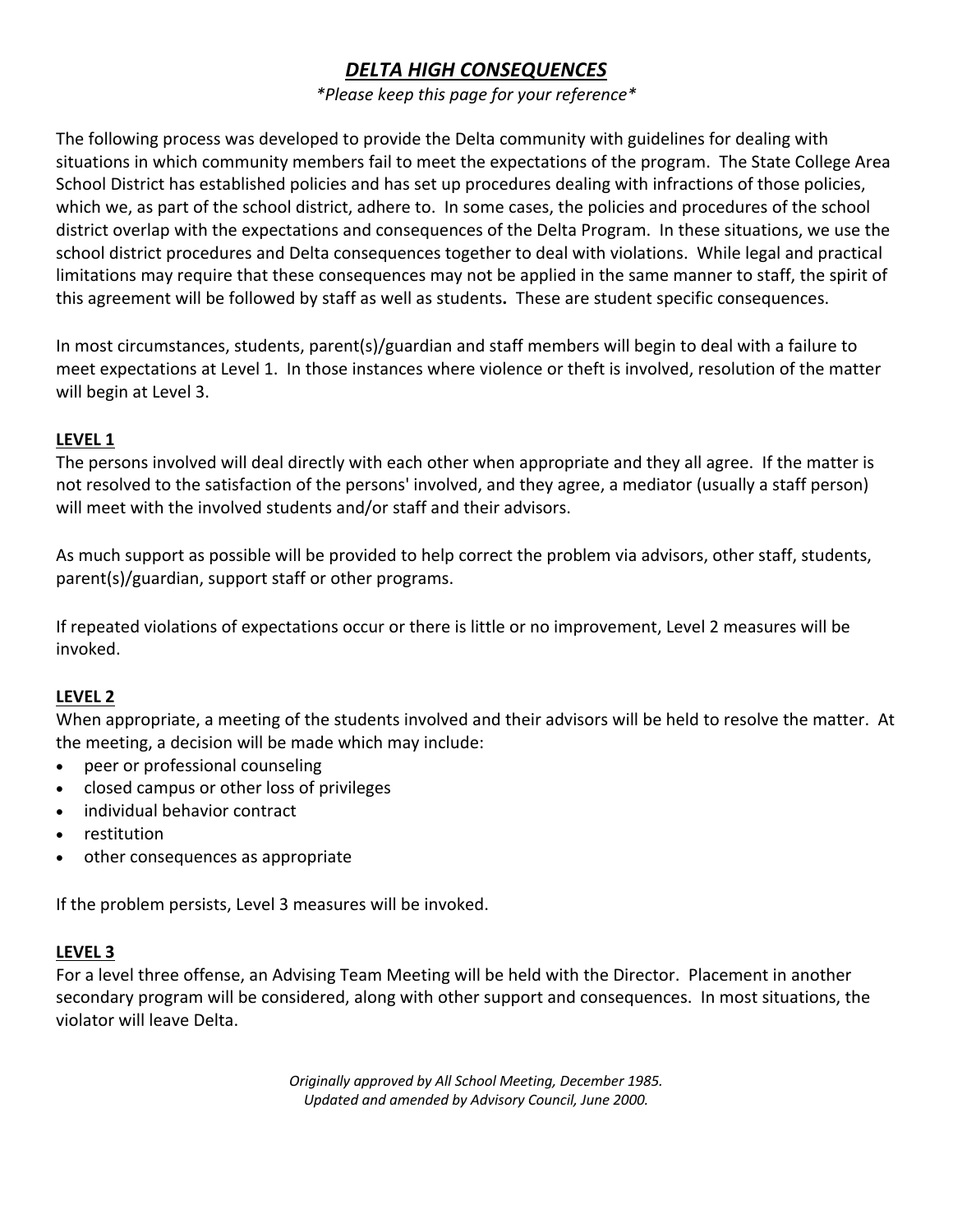# ***DELTA HIGH CONSEQUENCES***

*\*Please keep this page for your reference\**

The following process was developed to provide the Delta community with guidelines for dealing with situations in which community members fail to meet the expectations of the program. The State College Area School District has established policies and has set up procedures dealing with infractions of those policies, which we, as part of the school district, adhere to. In some cases, the policies and procedures of the school district overlap with the expectations and consequences of the Delta Program. In these situations, we use the school district procedures and Delta consequences together to deal with violations. While legal and practical limitations may require that these consequences may not be applied in the same manner to staff, the spirit of this agreement will be followed by staff as well as students**.** These are student specific consequences.

In most circumstances, students, parent(s)/guardian and staff members will begin to deal with a failure to meet expectations at Level 1. In those instances where violence or theft is involved, resolution of the matter will begin at Level 3.

## **LEVEL 1**

The persons involved will deal directly with each other when appropriate and they all agree. If the matter is not resolved to the satisfaction of the persons' involved, and they agree, a mediator (usually a staff person) will meet with the involved students and/or staff and their advisors.

As much support as possible will be provided to help correct the problem via advisors, other staff, students, parent(s)/guardian, support staff or other programs.

If repeated violations of expectations occur or there is little or no improvement, Level 2 measures will be invoked.

## **LEVEL 2**

When appropriate, a meeting of the students involved and their advisors will be held to resolve the matter. At the meeting, a decision will be made which may include:

- peer or professional counseling
- closed campus or other loss of privileges
- individual behavior contract
- restitution
- other consequences as appropriate

If the problem persists, Level 3 measures will be invoked.

## **LEVEL 3**

For a level three offense, an Advising Team Meeting will be held with the Director. Placement in another secondary program will be considered, along with other support and consequences. In most situations, the violator will leave Delta.

*Originally approved by All School Meeting, December 1985.*
*Updated and amended by Advisory Council, June 2000.*